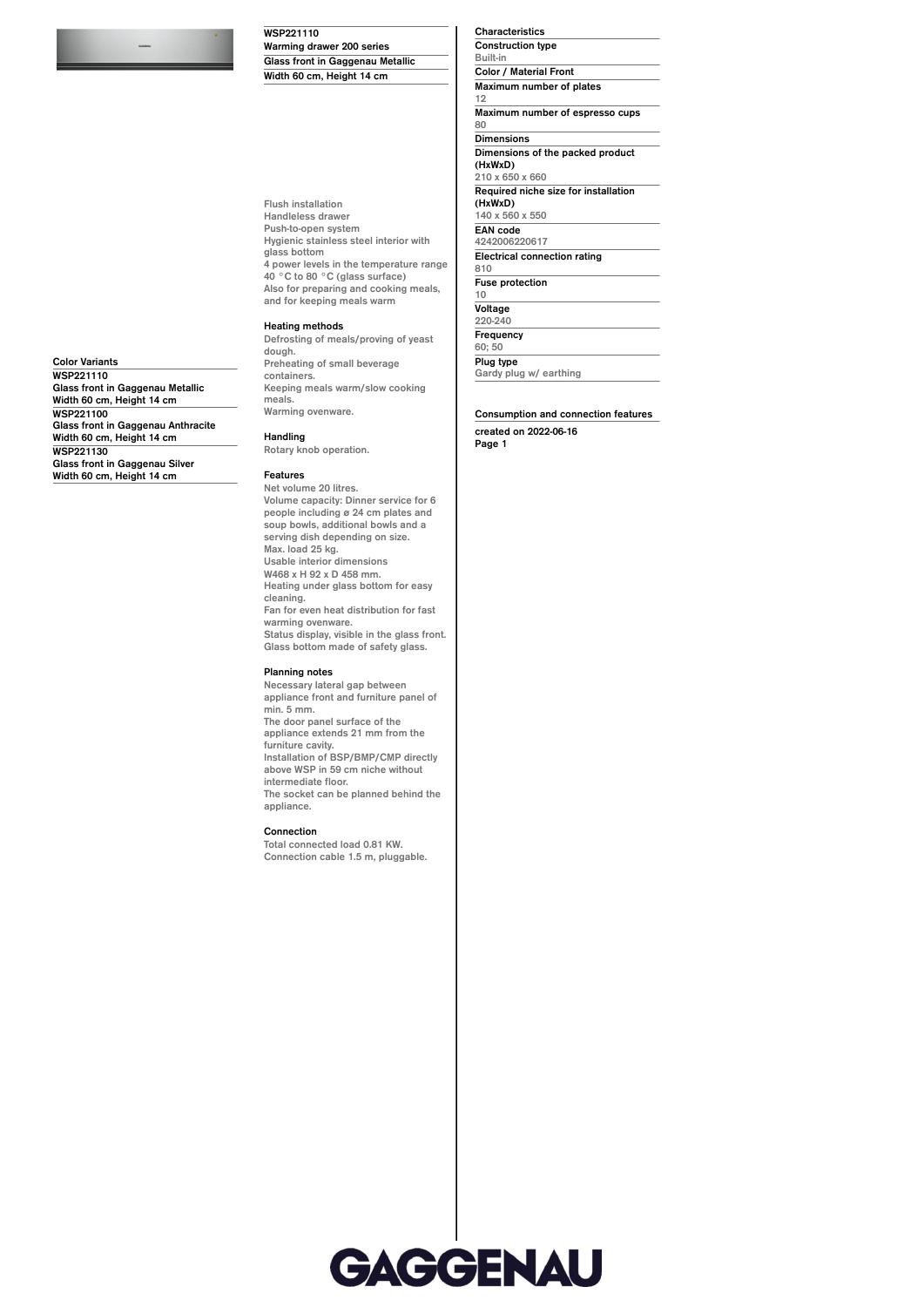## WSP221110

**Warming drawer 200 series**

**Glass front in Gaggenau Metallic**

**Width 60 cm, Height 14 cm**

Flush installation
Handleless drawer
Push-to-open system
Hygienic stainless steel interior with glass bottom
4 power levels in the temperature range 40 °C to 80 °C (glass surface)
Also for preparing and cooking meals, and for keeping meals warm

### Heating methods

Defrosting of meals/proving of yeast dough.
Preheating of small beverage containers.
Keeping meals warm/slow cooking meals.
Warming ovenware.

### Handling

Rotary knob operation.

### Features

Net volume 20 litres.
Volume capacity: Dinner service for 6 people including ø 24 cm plates and soup bowls, additional bowls and a serving dish depending on size.
Max. load 25 kg.
Usable interior dimensions W468 x H 92 x D 458 mm.
Heating under glass bottom for easy cleaning.
Fan for even heat distribution for fast warming ovenware.
Status display, visible in the glass front.
Glass bottom made of safety glass.

### Planning notes

Necessary lateral gap between appliance front and furniture panel of min. 5 mm.
The door panel surface of the appliance extends 21 mm from the furniture cavity.
Installation of BSP/BMP/CMP directly above WSP in 59 cm niche without intermediate floor.
The socket can be planned behind the appliance.

### Connection

Total connected load 0.81 KW.
Connection cable 1.5 m, pluggable.

### Color Variants

**WSP221110**
**Glass front in Gaggenau Metallic**
**Width 60 cm, Height 14 cm**

**WSP221100**
**Glass front in Gaggenau Anthracite**
**Width 60 cm, Height 14 cm**

**WSP221130**
**Glass front in Gaggenau Silver**
**Width 60 cm, Height 14 cm**

### Characteristics

**Construction type**
Built-in

**Color / Material Front**

**Maximum number of plates**
12

**Maximum number of espresso cups**
80

**Dimensions**

**Dimensions of the packed product (HxWxD)**
210 x 650 x 660

**Required niche size for installation (HxWxD)**
140 x 560 x 550

**EAN code**
4242006220617

**Electrical connection rating**
810

**Fuse protection**
10

**Voltage**
220-240

**Frequency**
60; 50

**Plug type**
Gardy plug w/ earthing

### Consumption and connection features

created on 2022-06-16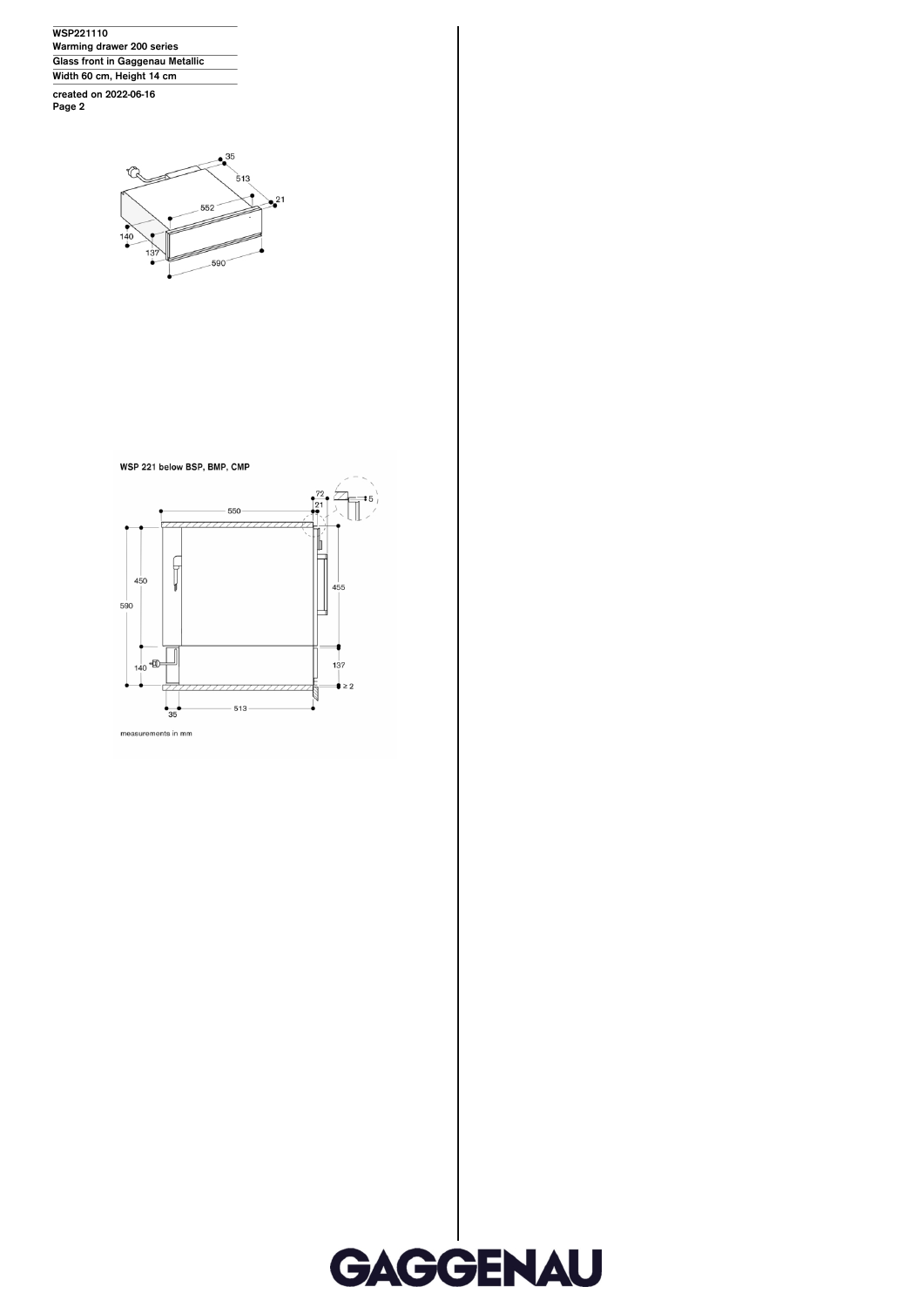WSP221110
Warming drawer 200 series
Glass front in Gaggenau Metallic
Width 60 cm, Height 14 cm

created on 2022-06-16

35
513
21
552
140
137
590

WSP 221 below BSP, BMP, CMP

72
21
5
550
450
455
590
140
137
≥ 2
35
513

measurements in mm